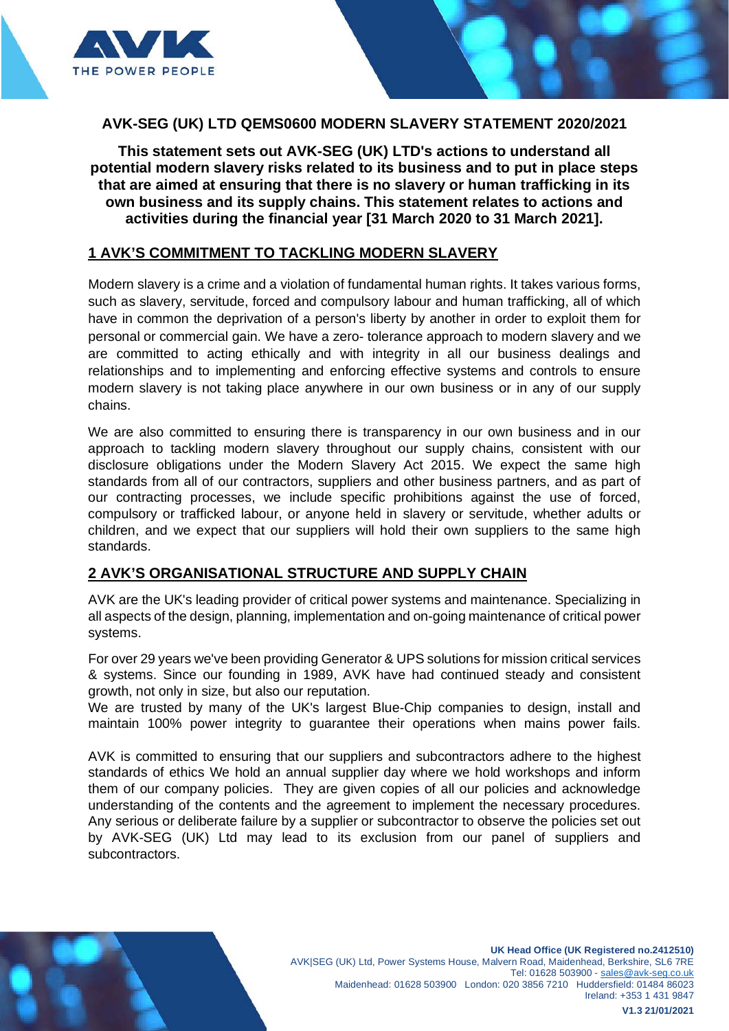# AVK-SEG (UK) LTD QEMS0600 MODERN SLAVERY STATEMENT 2020/2021

**This statement sets out AVK-SEG (UK) LTD's actions to understand all potential modern slavery risks related to its business and to put in place steps that are aimed at ensuring that there is no slavery or human trafficking in its own business and its supply chains. This statement relates to actions and activities during the financial year [31 March 2020 to 31 March 2021].**

## 1 AVK'S COMMITMENT TO TACKLING MODERN SLAVERY

Modern slavery is a crime and a violation of fundamental human rights. It takes various forms, such as slavery, servitude, forced and compulsory labour and human trafficking, all of which have in common the deprivation of a person's liberty by another in order to exploit them for personal or commercial gain. We have a zero- tolerance approach to modern slavery and we are committed to acting ethically and with integrity in all our business dealings and relationships and to implementing and enforcing effective systems and controls to ensure modern slavery is not taking place anywhere in our own business or in any of our supply chains.

We are also committed to ensuring there is transparency in our own business and in our approach to tackling modern slavery throughout our supply chains, consistent with our disclosure obligations under the Modern Slavery Act 2015. We expect the same high standards from all of our contractors, suppliers and other business partners, and as part of our contracting processes, we include specific prohibitions against the use of forced, compulsory or trafficked labour, or anyone held in slavery or servitude, whether adults or children, and we expect that our suppliers will hold their own suppliers to the same high standards.

## 2 AVK'S ORGANISATIONAL STRUCTURE AND SUPPLY CHAIN

AVK are the UK's leading provider of critical power systems and maintenance. Specializing in all aspects of the design, planning, implementation and on-going maintenance of critical power systems.

For over 29 years we've been providing Generator & UPS solutions for mission critical services & systems. Since our founding in 1989, AVK have had continued steady and consistent growth, not only in size, but also our reputation.
We are trusted by many of the UK's largest Blue-Chip companies to design, install and maintain 100% power integrity to guarantee their operations when mains power fails.

AVK is committed to ensuring that our suppliers and subcontractors adhere to the highest standards of ethics We hold an annual supplier day where we hold workshops and inform them of our company policies. They are given copies of all our policies and acknowledge understanding of the contents and the agreement to implement the necessary procedures. Any serious or deliberate failure by a supplier or subcontractor to observe the policies set out by AVK-SEG (UK) Ltd may lead to its exclusion from our panel of suppliers and subcontractors.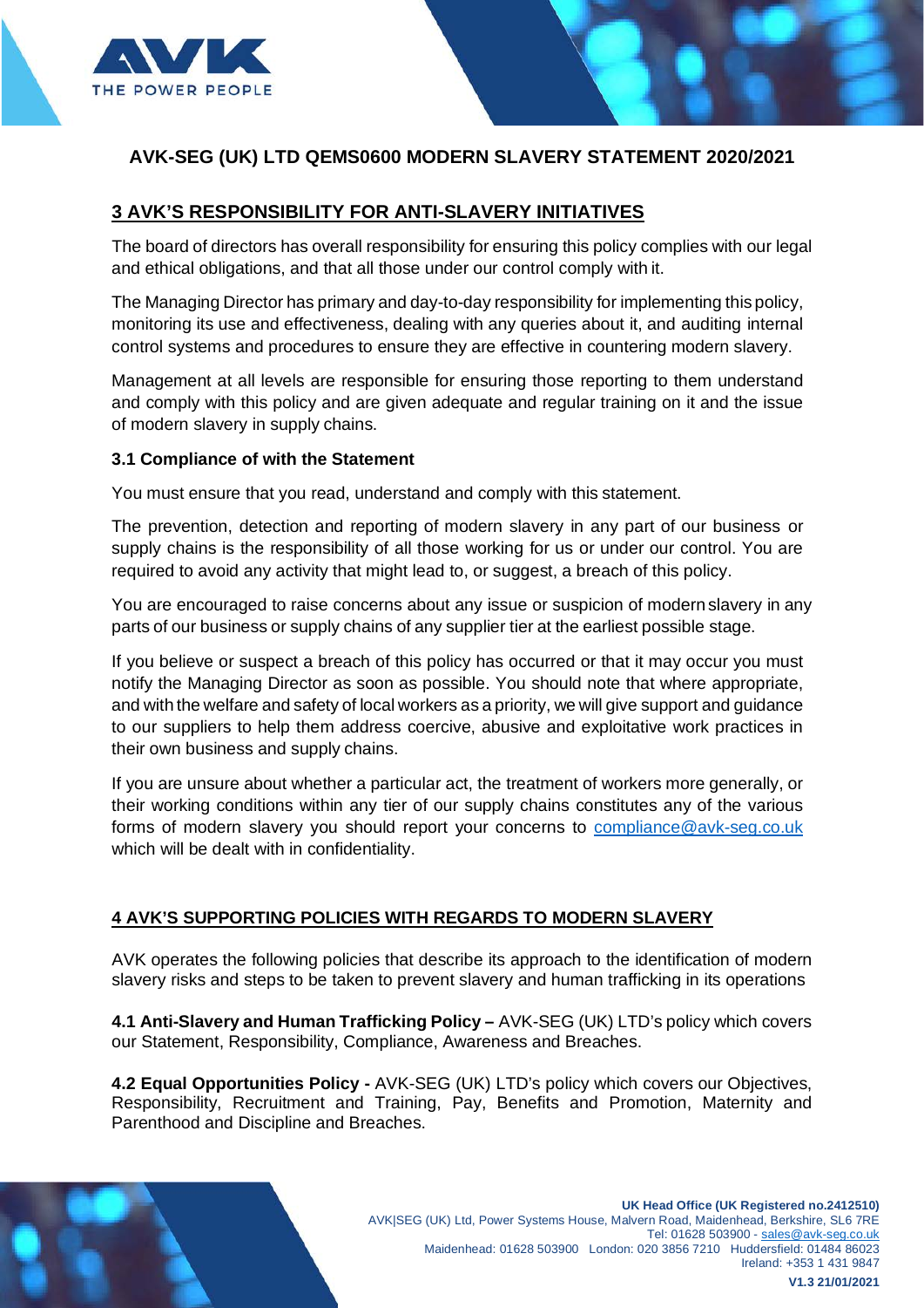## AVK-SEG (UK) LTD QEMS0600 MODERN SLAVERY STATEMENT 2020/2021

### 3 AVK'S RESPONSIBILITY FOR ANTI-SLAVERY INITIATIVES

The board of directors has overall responsibility for ensuring this policy complies with our legal and ethical obligations, and that all those under our control comply with it.

The Managing Director has primary and day-to-day responsibility for implementing this policy, monitoring its use and effectiveness, dealing with any queries about it, and auditing internal control systems and procedures to ensure they are effective in countering modern slavery.

Management at all levels are responsible for ensuring those reporting to them understand and comply with this policy and are given adequate and regular training on it and the issue of modern slavery in supply chains.

#### 3.1 Compliance of with the Statement

You must ensure that you read, understand and comply with this statement.

The prevention, detection and reporting of modern slavery in any part of our business or supply chains is the responsibility of all those working for us or under our control. You are required to avoid any activity that might lead to, or suggest, a breach of this policy.

You are encouraged to raise concerns about any issue or suspicion of modern slavery in any parts of our business or supply chains of any supplier tier at the earliest possible stage.

If you believe or suspect a breach of this policy has occurred or that it may occur you must notify the Managing Director as soon as possible. You should note that where appropriate, and with the welfare and safety of local workers as a priority, we will give support and guidance to our suppliers to help them address coercive, abusive and exploitative work practices in their own business and supply chains.

If you are unsure about whether a particular act, the treatment of workers more generally, or their working conditions within any tier of our supply chains constitutes any of the various forms of modern slavery you should report your concerns to compliance@avk-seg.co.uk which will be dealt with in confidentiality.

### 4 AVK'S SUPPORTING POLICIES WITH REGARDS TO MODERN SLAVERY

AVK operates the following policies that describe its approach to the identification of modern slavery risks and steps to be taken to prevent slavery and human trafficking in its operations

**4.1 Anti-Slavery and Human Trafficking Policy –** AVK-SEG (UK) LTD's policy which covers our Statement, Responsibility, Compliance, Awareness and Breaches.

**4.2 Equal Opportunities Policy -** AVK-SEG (UK) LTD's policy which covers our Objectives, Responsibility, Recruitment and Training, Pay, Benefits and Promotion, Maternity and Parenthood and Discipline and Breaches.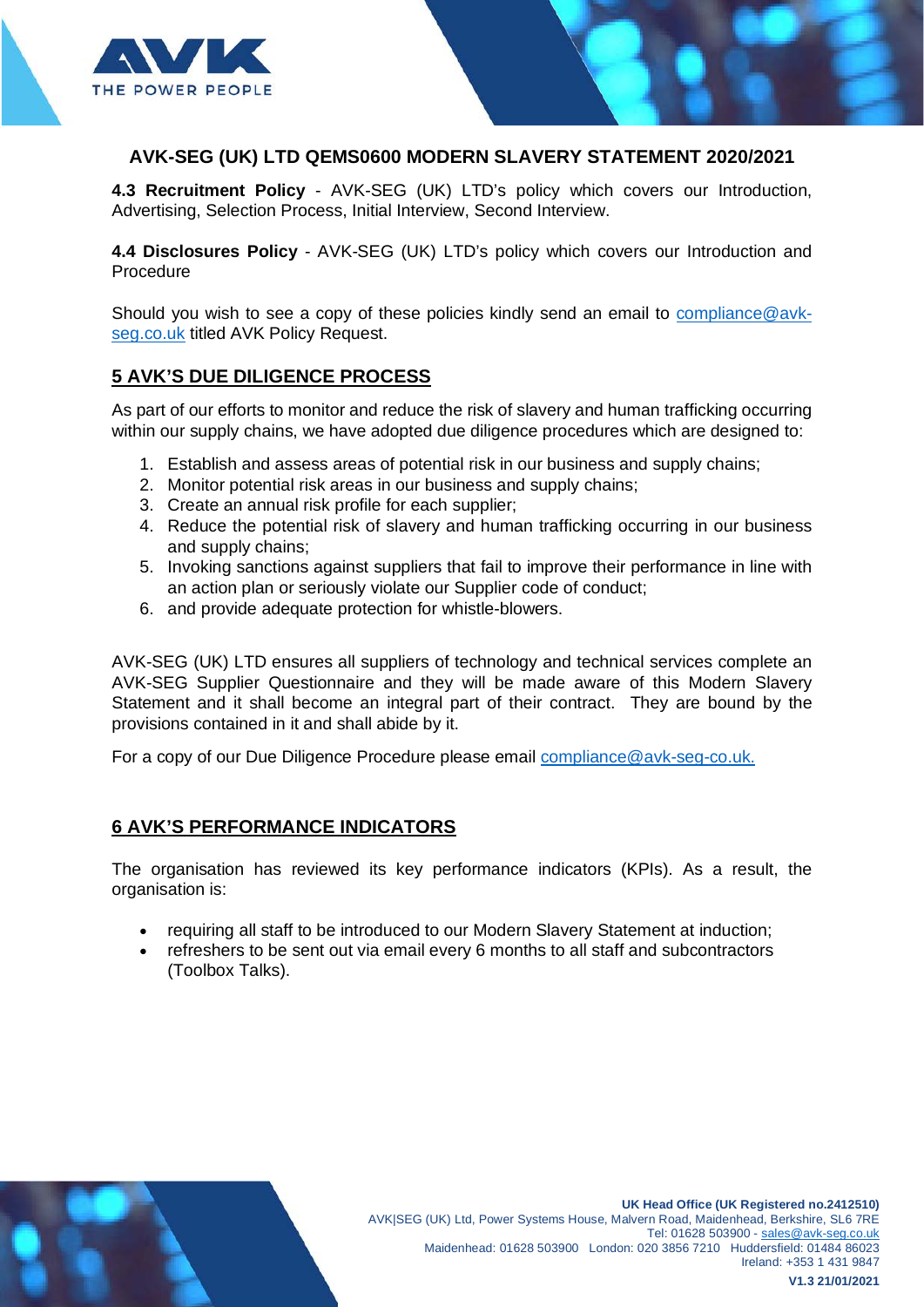## AVK-SEG (UK) LTD QEMS0600 MODERN SLAVERY STATEMENT 2020/2021

**4.3 Recruitment Policy** - AVK-SEG (UK) LTD's policy which covers our Introduction, Advertising, Selection Process, Initial Interview, Second Interview.

**4.4 Disclosures Policy** - AVK-SEG (UK) LTD's policy which covers our Introduction and Procedure

Should you wish to see a copy of these policies kindly send an email to compliance@avk-seg.co.uk titled AVK Policy Request.

## 5 AVK'S DUE DILIGENCE PROCESS

As part of our efforts to monitor and reduce the risk of slavery and human trafficking occurring within our supply chains, we have adopted due diligence procedures which are designed to:

1. Establish and assess areas of potential risk in our business and supply chains;
2. Monitor potential risk areas in our business and supply chains;
3. Create an annual risk profile for each supplier;
4. Reduce the potential risk of slavery and human trafficking occurring in our business and supply chains;
5. Invoking sanctions against suppliers that fail to improve their performance in line with an action plan or seriously violate our Supplier code of conduct;
6. and provide adequate protection for whistle-blowers.

AVK-SEG (UK) LTD ensures all suppliers of technology and technical services complete an AVK-SEG Supplier Questionnaire and they will be made aware of this Modern Slavery Statement and it shall become an integral part of their contract. They are bound by the provisions contained in it and shall abide by it.

For a copy of our Due Diligence Procedure please email compliance@avk-seg-co.uk.

## 6 AVK'S PERFORMANCE INDICATORS

The organisation has reviewed its key performance indicators (KPIs). As a result, the organisation is:

- requiring all staff to be introduced to our Modern Slavery Statement at induction;
- refreshers to be sent out via email every 6 months to all staff and subcontractors (Toolbox Talks).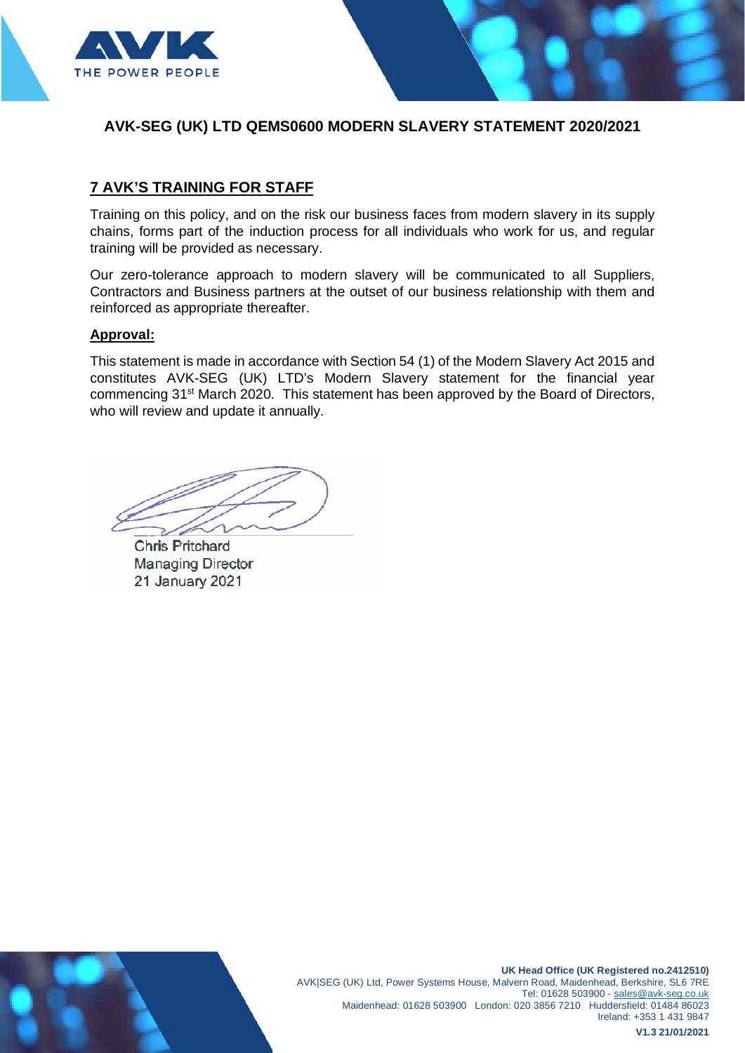## 7 AVK'S TRAINING FOR STAFF

Training on this policy, and on the risk our business faces from modern slavery in its supply chains, forms part of the induction process for all individuals who work for us, and regular training will be provided as necessary.

Our zero-tolerance approach to modern slavery will be communicated to all Suppliers, Contractors and Business partners at the outset of our business relationship with them and reinforced as appropriate thereafter.

**Approval:**

This statement is made in accordance with Section 54 (1) of the Modern Slavery Act 2015 and constitutes AVK-SEG (UK) LTD's Modern Slavery statement for the financial year commencing 31st March 2020. This statement has been approved by the Board of Directors, who will review and update it annually.

Chris Pritchard
Managing Director
21 January 2021